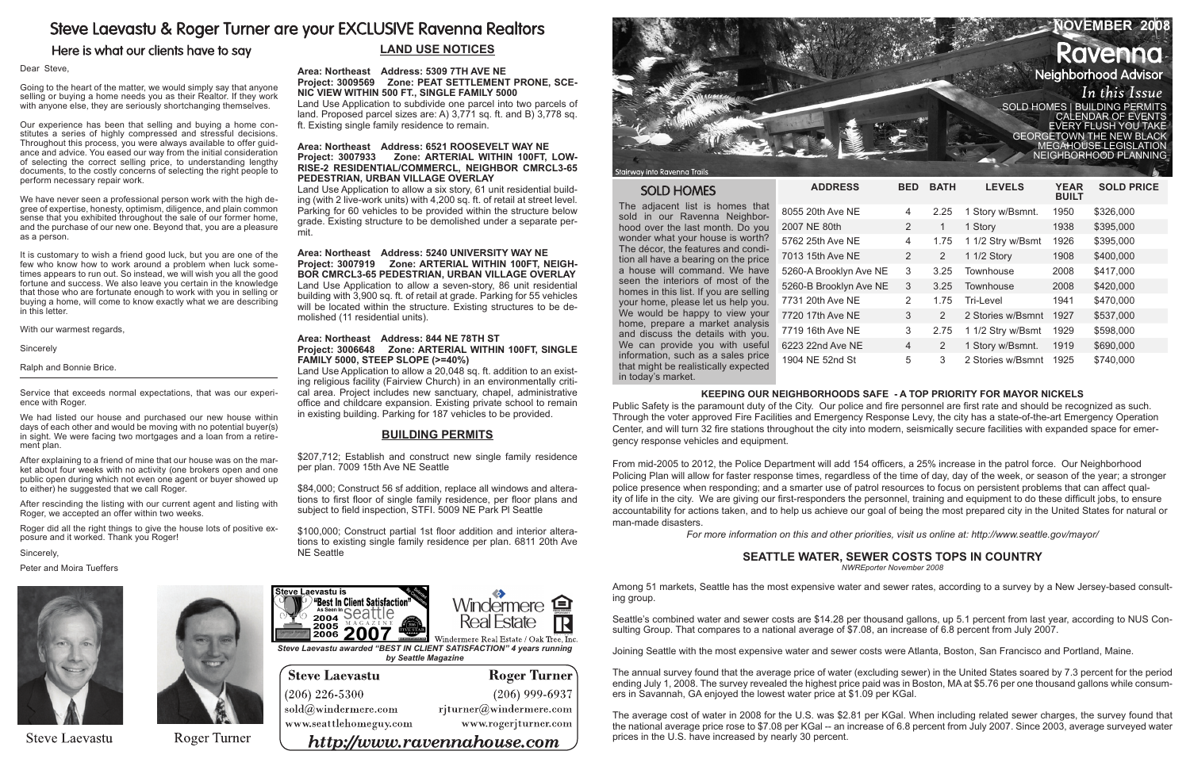# Steve Laevastu & Roger Turner are your EXCLUSIVE Ravenna Realtors

## Here is what our clients have to say

Dear Steve,

Going to the heart of the matter, we would simply say that anyone selling or buying a home needs you as their Realtor. If they work with anyone else, they are seriously shortchanging themselves.

Our experience has been that selling and buying a home constitutes a series of highly compressed and stressful decisions. Throughout this process, you were always available to offer guidance and advice. You eased our way from the initial consideration of selecting the correct selling price, to understanding lengthy documents, to the costly concerns of selecting the right people to perform necessary repair work.

We have never seen a professional person work with the high degree of expertise, honesty, optimism, diligence, and plain common sense that you exhibited throughout the sale of our former home, and the purchase of our new one. Beyond that, you are a pleasure as a person.

It is customary to wish a friend good luck, but you are one of the few who know how to work around a problem when luck sometimes appears to run out. So instead, we will wish you all the good fortune and success. We also leave you certain in the knowledge that those who are fortunate enough to work with you in selling or buying a home, will come to know exactly what we are describing in this letter.

With our warmest regards,

Sincerely

Ralph and Bonnie Brice.

---

Service that exceeds normal expectations, that was our experience with Roger.

We had listed our house and purchased our new house within days of each other and would be moving with no potential buyer(s) in sight. We were facing two mortgages and a loan from a retirement plan.

After explaining to a friend of mine that our house was on the market about four weeks with no activity (one brokers open and one public open during which not even one agent or buyer showed up to either) he suggested that we call Roger.

After rescinding the listing with our current agent and listing with Roger, we accepted an offer within two weeks.

Roger did all the right things to give the house lots of positive exposure and it worked. Thank you Roger!

Sincerely,

Peter and Moira Tueffers

Steve Laevastu

Roger Turner

## LAND USE NOTICES

**Area: Northeast Address: 5309 7TH AVE NE**
**Project: 3009569 Zone: PEAT SETTLEMENT PRONE, SCENIC VIEW WITHIN 500 FT., SINGLE FAMILY 5000**
Land Use Application to subdivide one parcel into two parcels of land. Proposed parcel sizes are: A) 3,771 sq. ft. and B) 3,778 sq. ft. Existing single family residence to remain.

**Area: Northeast Address: 6521 ROOSEVELT WAY NE**
**Project: 3007933 Zone: ARTERIAL WITHIN 100FT, LOW-RISE-2 RESIDENTIAL/COMMERCL, NEIGHBOR CMRCL3-65 PEDESTRIAN, URBAN VILLAGE OVERLAY**
Land Use Application to allow a six story, 61 unit residential building with (with 2 live-work units) with 4,200 sq. ft. of retail at street level. Parking for 60 vehicles to be provided within the structure below grade. Existing structure to be demolished under a separate permit.

**Area: Northeast Address: 5240 UNIVERSITY WAY NE**
**Project: 3007919 Zone: ARTERIAL WITHIN 100FT, NEIGHBOR CMRCL3-65 PEDESTRIAN, URBAN VILLAGE OVERLAY**
Land Use Application to allow a seven-story, 86 unit residential building with 3,900 sq. ft. of retail at grade. Parking for 55 vehicles will be located within the structure. Existing structures to be demolished (11 residential units).

**Area: Northeast Address: 844 NE 78TH ST**
**Project: 3006648 Zone: ARTERIAL WITHIN 100FT, SINGLE FAMILY 5000, STEEP SLOPE (>=40%)**
Land Use Application to allow a 20,048 sq. ft. addition to an existing religious facility (Fairview Church) in an environmentally critical area. Project includes new sanctuary, chapel, administrative office and childcare expansion. Existing private school to remain in existing building. Parking for 187 vehicles to be provided.

## BUILDING PERMITS

$207,712; Establish and construct new single family residence per plan. 7009 15th Ave NE Seattle

$84,000; Construct 56 sf addition, replace all windows and alterations to first floor of single family residence, per floor plans and subject to field inspection, STFI. 5009 NE Park Pl Seattle

$100,000; Construct partial 1st floor addition and interior alterations to existing single family residence per plan. 6811 20th Ave NE Seattle

Steve Laevastu is "Best In Client Satisfaction" As Seen In Seattle Magazine 2004 2005 2006 2007

Windermere Real Estate / Oak Tree, Inc.

*Steve Laevastu awarded "BEST IN CLIENT SATISFACTION" 4 years running by Seattle Magazine*

| Steve Laevastu | Roger Turner |
|---|---|
| (206) 226-5300 | (206) 999-6937 |
| sold@windermere.com | rjturner@windermere.com |
| www.seattlehomeguy.com | www.rogerjturner.com |

***http://www.ravennahouse.com***

---

# NOVEMBER 2008

# Ravenna Neighborhood Advisor

*In this Issue*
SOLD HOMES | BUILDING PERMITS
CALENDAR OF EVENTS
EVERY FLUSH YOU TAKE
GEORGETOWN THE NEW BLACK
MEGAHOUSE LEGISLATION
NEIGHBORHOOD PLANNING

Stairway into Ravenna Trails

## SOLD HOMES

The adjacent list is homes that sold in our Ravenna Neighborhood over the last month. Do you wonder what your house is worth? The décor, the features and condition all have a bearing on the price a house will command. We have seen the interiors of most of the homes in this list. If you are selling your home, please let us help you. We would be happy to view your home, prepare a market analysis and discuss the details with you. We can provide you with useful information, such as a sales price that might be realistically expected in today's market.

| ADDRESS | BED | BATH | LEVELS | YEAR BUILT | SOLD PRICE |
|---|---|---|---|---|---|
| 8055 20th Ave NE | 4 | 2.25 | 1 Story w/Bsmnt. | 1950 | $326,000 |
| 2007 NE 80th | 2 | 1 | 1 Story | 1938 | $395,000 |
| 5762 25th Ave NE | 4 | 1.75 | 1 1/2 Stry w/Bsmt | 1926 | $395,000 |
| 7013 15th Ave NE | 2 | 2 | 1 1/2 Story | 1908 | $400,000 |
| 5260-A Brooklyn Ave NE | 3 | 3.25 | Townhouse | 2008 | $417,000 |
| 5260-B Brooklyn Ave NE | 3 | 3.25 | Townhouse | 2008 | $420,000 |
| 7731 20th Ave NE | 2 | 1.75 | Tri-Level | 1941 | $470,000 |
| 7720 17th Ave NE | 3 | 2 | 2 Stories w/Bsmnt | 1927 | $537,000 |
| 7719 16th Ave NE | 3 | 2.75 | 1 1/2 Stry w/Bsmt | 1929 | $598,000 |
| 6223 22nd Ave NE | 4 | 2 | 1 Story w/Bsmnt. | 1919 | $690,000 |
| 1904 NE 52nd St | 5 | 3 | 2 Stories w/Bsmnt | 1925 | $740,000 |

### KEEPING OUR NEIGHBORHOODS SAFE - A TOP PRIORITY FOR MAYOR NICKELS

Public Safety is the paramount duty of the City. Our police and fire personnel are first rate and should be recognized as such. Through the voter approved Fire Facilities and Emergency Response Levy, the city has a state-of-the-art Emergency Operation Center, and will turn 32 fire stations throughout the city into modern, seismically secure facilities with expanded space for emergency response vehicles and equipment.

From mid-2005 to 2012, the Police Department will add 154 officers, a 25% increase in the patrol force. Our Neighborhood Policing Plan will allow for faster response times, regardless of the time of day, day of the week, or season of the year; a stronger police presence when responding; and a smarter use of patrol resources to focus on persistent problems that can affect quality of life in the city. We are giving our first-responders the personnel, training and equipment to do these difficult jobs, to ensure accountability for actions taken, and to help us achieve our goal of being the most prepared city in the United States for natural or man-made disasters.

*For more information on this and other priorities, visit us online at: http://www.seattle.gov/mayor/*

### SEATTLE WATER, SEWER COSTS TOPS IN COUNTRY

*NWREporter November 2008*

Among 51 markets, Seattle has the most expensive water and sewer rates, according to a survey by a New Jersey-based consulting group.

Seattle's combined water and sewer costs are $14.28 per thousand gallons, up 5.1 percent from last year, according to NUS Consulting Group. That compares to a national average of $7.08, an increase of 6.8 percent from July 2007.

Joining Seattle with the most expensive water and sewer costs were Atlanta, Boston, San Francisco and Portland, Maine.

The annual survey found that the average price of water (excluding sewer) in the United States soared by 7.3 percent for the period ending July 1, 2008. The survey revealed the highest price paid was in Boston, MA at $5.76 per one thousand gallons while consumers in Savannah, GA enjoyed the lowest water price at $1.09 per KGal.

The average cost of water in 2008 for the U.S. was $2.81 per KGal. When including related sewer charges, the survey found that the national average price rose to $7.08 per KGal -- an increase of 6.8 percent from July 2007. Since 2003, average surveyed water prices in the U.S. have increased by nearly 30 percent.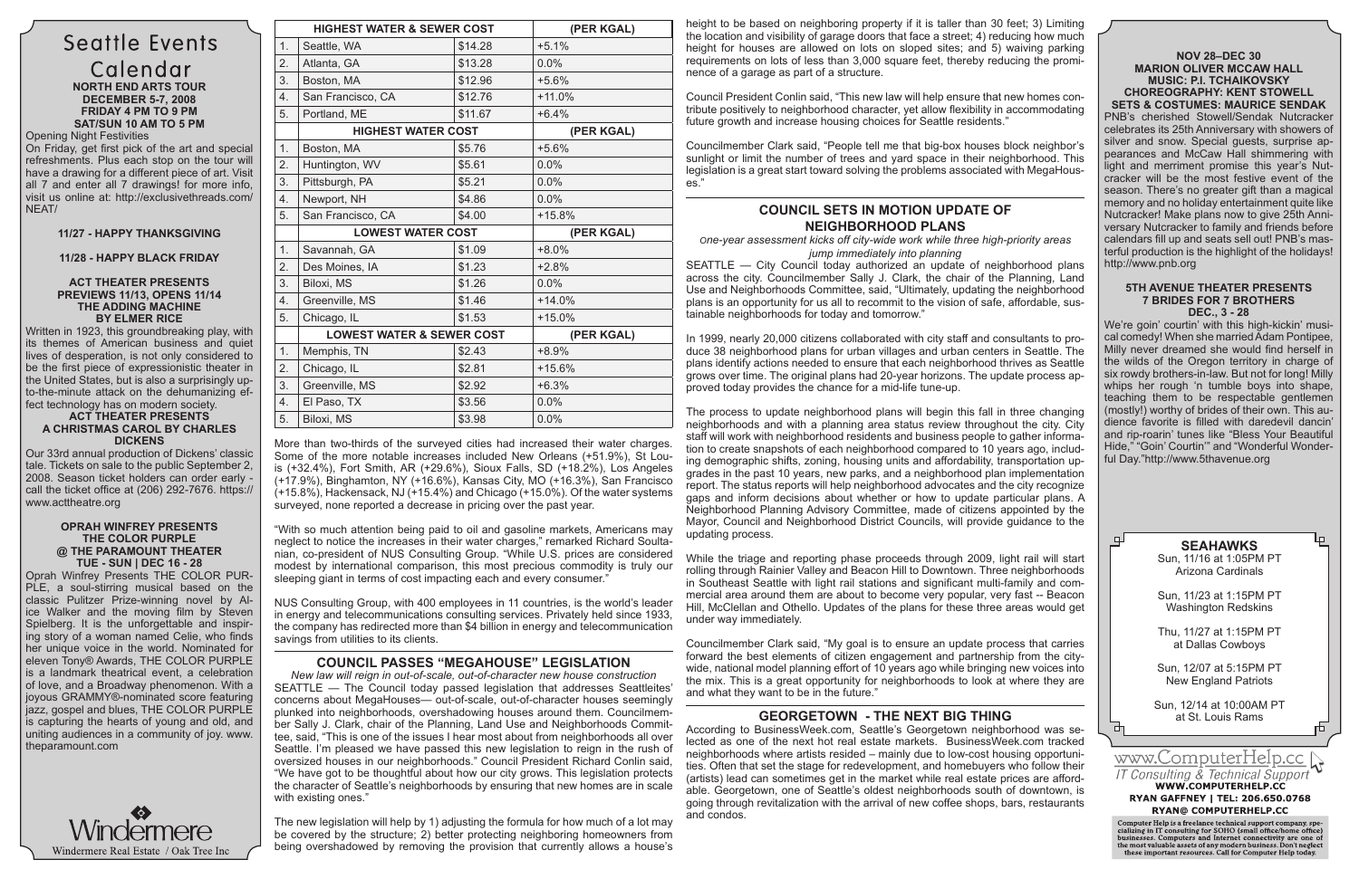# Seattle Events Calendar

### NORTH END ARTS TOUR
**DECEMBER 5-7, 2008**
**FRIDAY 4 PM TO 9 PM**
**SAT/SUN 10 AM TO 5 PM**

Opening Night Festivities

On Friday, get first pick of the art and special refreshments. Plus each stop on the tour will have a drawing for a different piece of art. Visit all 7 and enter all 7 drawings! for more info, visit us online at: http://exclusivethreads.com/NEAT/

**11/27 - HAPPY THANKSGIVING**

**11/28 - HAPPY BLACK FRIDAY**

### ACT THEATER PRESENTS PREVIEWS 11/13, OPENS 11/14 THE ADDING MACHINE BY ELMER RICE

Written in 1923, this groundbreaking play, with its themes of American business and quiet lives of desperation, is not only considered to be the first piece of expressionistic theater in the United States, but is also a surprisingly up-to-the-minute attack on the dehumanizing effect technology has on modern society.

### ACT THEATER PRESENTS A CHRISTMAS CAROL BY CHARLES DICKENS

Our 33rd annual production of Dickens' classic tale. Tickets on sale to the public September 2, 2008. Season ticket holders can order early - call the ticket office at (206) 292-7676. https://www.acttheatre.org

### OPRAH WINFREY PRESENTS THE COLOR PURPLE @ THE PARAMOUNT THEATER TUE - SUN | DEC 16 - 28

Oprah Winfrey Presents THE COLOR PURPLE, a soul-stirring musical based on the classic Pulitzer Prize-winning novel by Alice Walker and the moving film by Steven Spielberg. It is the unforgettable and inspiring story of a woman named Celie, who finds her unique voice in the world. Nominated for eleven Tony® Awards, THE COLOR PURPLE is a landmark theatrical event, a celebration of love, and a Broadway phenomenon. With a joyous GRAMMY®-nominated score featuring jazz, gospel and blues, THE COLOR PURPLE is capturing the hearts of young and old, and uniting audiences in a community of joy. www.theparamount.com

Windermere
Windermere Real Estate / Oak Tree Inc

| HIGHEST WATER & SEWER COST | | | (PER KGAL) |
|---|---|---|---|
| 1. | Seattle, WA | $14.28 | +5.1% |
| 2. | Atlanta, GA | $13.28 | 0.0% |
| 3. | Boston, MA | $12.96 | +5.6% |
| 4. | San Francisco, CA | $12.76 | +11.0% |
| 5. | Portland, ME | $11.67 | +6.4% |
| **HIGHEST WATER COST** | | | **(PER KGAL)** |
| 1. | Boston, MA | $5.76 | +5.6% |
| 2. | Huntington, WV | $5.61 | 0.0% |
| 3. | Pittsburgh, PA | $5.21 | 0.0% |
| 4. | Newport, NH | $4.86 | 0.0% |
| 5. | San Francisco, CA | $4.00 | +15.8% |
| **LOWEST WATER COST** | | | **(PER KGAL)** |
| 1. | Savannah, GA | $1.09 | +8.0% |
| 2. | Des Moines, IA | $1.23 | +2.8% |
| 3. | Biloxi, MS | $1.26 | 0.0% |
| 4. | Greenville, MS | $1.46 | +14.0% |
| 5. | Chicago, IL | $1.53 | +15.0% |
| **LOWEST WATER & SEWER COST** | | | **(PER KGAL)** |
| 1. | Memphis, TN | $2.43 | +8.9% |
| 2. | Chicago, IL | $2.81 | +15.6% |
| 3. | Greenville, MS | $2.92 | +6.3% |
| 4. | El Paso, TX | $3.56 | 0.0% |
| 5. | Biloxi, MS | $3.98 | 0.0% |

More than two-thirds of the surveyed cities had increased their water charges. Some of the more notable increases included New Orleans (+51.9%), St Louis (+32.4%), Fort Smith, AR (+29.6%), Sioux Falls, SD (+18.2%), Los Angeles (+17.9%), Binghamton, NY (+16.6%), Kansas City, MO (+16.3%), San Francisco (+15.8%), Hackensack, NJ (+15.4%) and Chicago (+15.0%). Of the water systems surveyed, none reported a decrease in pricing over the past year.

"With so much attention being paid to oil and gasoline markets, Americans may neglect to notice the increases in their water charges," remarked Richard Soultanian, co-president of NUS Consulting Group. "While U.S. prices are considered modest by international comparison, this most precious commodity is truly our sleeping giant in terms of cost impacting each and every consumer."

NUS Consulting Group, with 400 employees in 11 countries, is the world's leader in energy and telecommunications consulting services. Privately held since 1933, the company has redirected more than $4 billion in energy and telecommunication savings from utilities to its clients.

## COUNCIL PASSES "MEGAHOUSE" LEGISLATION

*New law will reign in out-of-scale, out-of-character new house construction*

SEATTLE — The Council today passed legislation that addresses Seattleites' concerns about MegaHouses— out-of-scale, out-of-character houses seemingly plunked into neighborhoods, overshadowing houses around them. Councilmember Sally J. Clark, chair of the Planning, Land Use and Neighborhoods Committee, said, "This is one of the issues I hear most about from neighborhoods all over Seattle. I'm pleased we have passed this new legislation to reign in the rush of oversized houses in our neighborhoods." Council President Richard Conlin said, "We have got to be thoughtful about how our city grows. This legislation protects the character of Seattle's neighborhoods by ensuring that new homes are in scale with existing ones."

The new legislation will help by 1) adjusting the formula for how much of a lot may be covered by the structure; 2) better protecting neighboring homeowners from being overshadowed by removing the provision that currently allows a house's height to be based on neighboring property if it is taller than 30 feet; 3) Limiting the location and visibility of garage doors that face a street; 4) reducing how much height for houses are allowed on lots on sloped sites; and 5) waiving parking requirements on lots of less than 3,000 square feet, thereby reducing the prominence of a garage as part of a structure.

Council President Conlin said, "This new law will help ensure that new homes contribute positively to neighborhood character, yet allow flexibility in accommodating future growth and increase housing choices for Seattle residents."

Councilmember Clark said, "People tell me that big-box houses block neighbor's sunlight or limit the number of trees and yard space in their neighborhood. This legislation is a great start toward solving the problems associated with MegaHouses."

## COUNCIL SETS IN MOTION UPDATE OF NEIGHBORHOOD PLANS

*One-year assessment kicks off city-wide work while three high-priority areas jump immediately into planning*

SEATTLE — City Council today authorized an update of neighborhood plans across the city. Councilmember Sally J. Clark, the chair of the Planning, Land Use and Neighborhoods Committee, said, "Ultimately, updating the neighborhood plans is an opportunity for us all to recommit to the vision of safe, affordable, sustainable neighborhoods for today and tomorrow."

In 1999, nearly 20,000 citizens collaborated with city staff and consultants to produce 38 neighborhood plans for urban villages and urban centers in Seattle. The plans identify actions needed to ensure that each neighborhood thrives as Seattle grows over time. The original plans had 20-year horizons. The update process approved today provides the chance for a mid-life tune-up.

The process to update neighborhood plans will begin this fall in three changing neighborhoods and with a planning area status review throughout the city. City staff will work with neighborhood residents and business people to gather information to create snapshots of each neighborhood compared to 10 years ago, including demographic shifts, zoning, housing units and affordability, transportation upgrades in the past 10 years, new parks, and a neighborhood plan implementation report. The status reports will help neighborhood advocates and the city recognize gaps and inform decisions about whether or how to update particular plans. A Neighborhood Planning Advisory Committee, made of citizens appointed by the Mayor, Council and Neighborhood District Councils, will provide guidance to the updating process.

While the triage and reporting phase proceeds through 2009, light rail will start rolling through Rainier Valley and Beacon Hill to Downtown. Three neighborhoods in Southeast Seattle with light rail stations and significant multi-family and commercial area around them are about to become very popular, very fast -- Beacon Hill, McClellan and Othello. Updates of the plans for these three areas would get under way immediately.

Councilmember Clark said, "My goal is to ensure an update process that carries forward the best elements of citizen engagement and partnership from the city-wide, national model planning effort of 10 years ago while bringing new voices into the mix. This is a great opportunity for neighborhoods to look at where they are and what they want to be in the future."

## GEORGETOWN - THE NEXT BIG THING

According to BusinessWeek.com, Seattle's Georgetown neighborhood was selected as one of the next hot real estate markets. BusinessWeek.com tracked neighborhoods where artists resided – mainly due to low-cost housing opportunities. Often that set the stage for redevelopment, and homebuyers who follow their (artists) lead can sometimes get in the market while real estate prices are affordable. Georgetown, one of Seattle's oldest neighborhoods south of downtown, is going through revitalization with the arrival of new coffee shops, bars, restaurants and condos.

### NOV 28–DEC 30 MARION OLIVER MCCAW HALL MUSIC: P.I. TCHAIKOVSKY CHOREOGRAPHY: KENT STOWELL SETS & COSTUMES: MAURICE SENDAK

PNB's cherished Stowell/Sendak Nutcracker celebrates its 25th Anniversary with showers of silver and snow. Special guests, surprise appearances and McCaw Hall shimmering with light and merriment promise this year's Nutcracker will be the most festive event of the season. There's no greater gift than a magical memory and no holiday entertainment quite like Nutcracker! Make plans now to give 25th Anniversary Nutcracker to family and friends before calendars fill up and seats sell out! PNB's masterful production is the highlight of the holidays! http://www.pnb.org

### 5TH AVENUE THEATER PRESENTS 7 BRIDES FOR 7 BROTHERS DEC., 3 - 28

We're goin' courtin' with this high-kickin' musical comedy! When she married Adam Pontipee, Milly never dreamed she would find herself in the wilds of the Oregon territory in charge of six rowdy brothers-in-law. But not for long! Milly whips her rough 'n tumble boys into shape, teaching them to be respectable gentlemen (mostly!) worthy of brides of their own. This audience favorite is filled with daredevil dancin' and rip-roarin' tunes like "Bless Your Beautiful Hide," "Goin' Courtin'" and "Wonderful Wonderful Day."http://www.5thavenue.org

### SEAHAWKS

Sun, 11/16 at 1:05PM PT
Arizona Cardinals

Sun, 11/23 at 1:15PM PT
Washington Redskins

Thu, 11/27 at 1:15PM PT
at Dallas Cowboys

Sun, 12/07 at 5:15PM PT
New England Patriots

Sun, 12/14 at 10:00AM PT
at St. Louis Rams

www.ComputerHelp.cc
*IT Consulting & Technical Support*
**WWW.COMPUTERHELP.CC**
**RYAN GAFFNEY | TEL: 206.650.0768**
**RYAN@ COMPUTERHELP.CC**

Computer Help is a freelance technical support company specializing in IT consulting for SOHO (small office/home office) businesses. Computers and Internet connectivity are one of the most valuable assets of any modern business. Don't neglect these important resources. Call for Computer Help today.